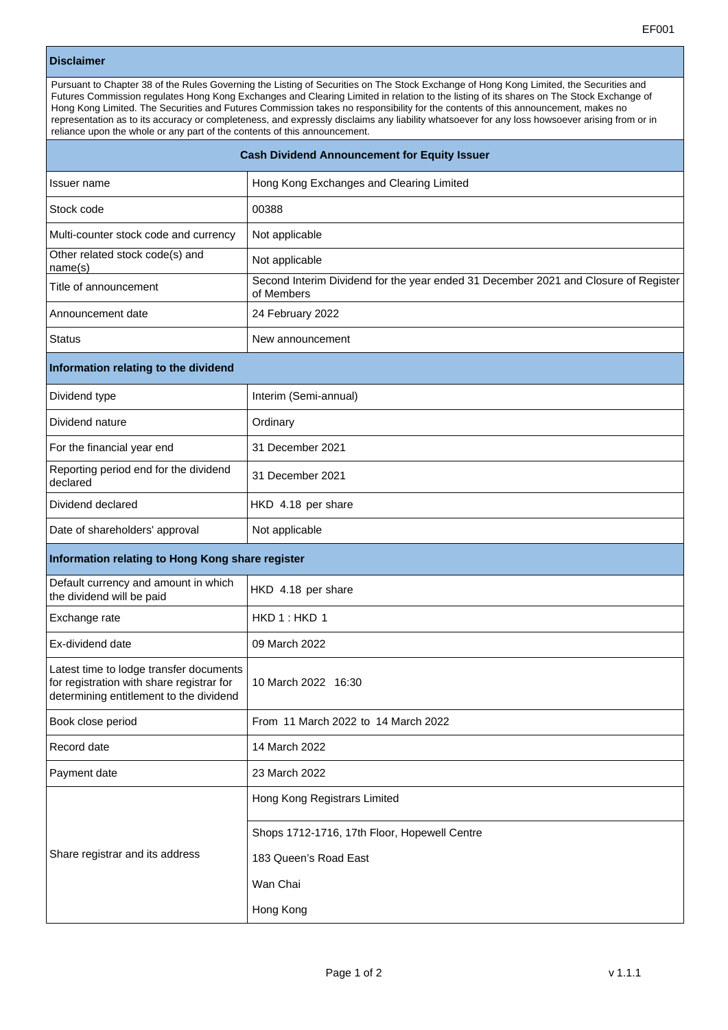## Disclaimer

Pursuant to Chapter 38 of the Rules Governing the Listing of Securities on The Stock Exchange of Hong Kong Limited, the Securities and Futures Commission regulates Hong Kong Exchanges and Clearing Limited in relation to the listing of its shares on The Stock Exchange of Hong Kong Limited. The Securities and Futures Commission takes no responsibility for the contents of this announcement, makes no representation as to its accuracy or completeness, and expressly disclaims any liability whatsoever for any loss howsoever arising from or in reliance upon the whole or any part of the contents of this announcement.

## Cash Dividend Announcement for Equity Issuer

| | |
|---|---|
| Issuer name | Hong Kong Exchanges and Clearing Limited |
| Stock code | 00388 |
| Multi-counter stock code and currency | Not applicable |
| Other related stock code(s) and name(s) | Not applicable |
| Title of announcement | Second Interim Dividend for the year ended 31 December 2021 and Closure of Register of Members |
| Announcement date | 24 February 2022 |
| Status | New announcement |

### Information relating to the dividend

| | |
|---|---|
| Dividend type | Interim (Semi-annual) |
| Dividend nature | Ordinary |
| For the financial year end | 31 December 2021 |
| Reporting period end for the dividend declared | 31 December 2021 |
| Dividend declared | HKD 4.18 per share |
| Date of shareholders' approval | Not applicable |

### Information relating to Hong Kong share register

| | |
|---|---|
| Default currency and amount in which the dividend will be paid | HKD 4.18 per share |
| Exchange rate | HKD 1 : HKD 1 |
| Ex-dividend date | 09 March 2022 |
| Latest time to lodge transfer documents for registration with share registrar for determining entitlement to the dividend | 10 March 2022 16:30 |
| Book close period | From 11 March 2022 to 14 March 2022 |
| Record date | 14 March 2022 |
| Payment date | 23 March 2022 |
| Share registrar and its address | Hong Kong Registrars Limited<br>Shops 1712-1716, 17th Floor, Hopewell Centre<br>183 Queen's Road East<br>Wan Chai<br>Hong Kong |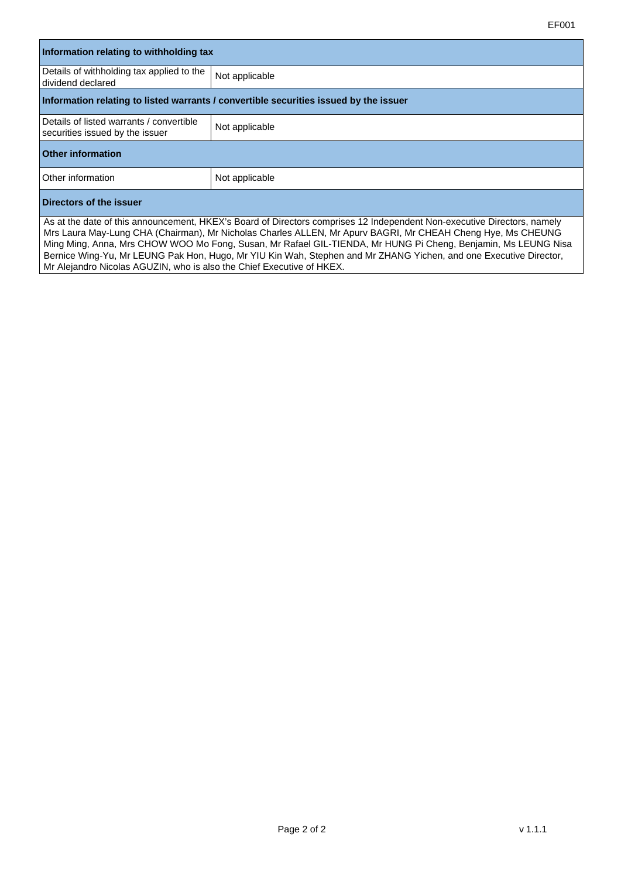| Information relating to withholding tax | |
|---|---|
| Details of withholding tax applied to the dividend declared | Not applicable |

| Information relating to listed warrants / convertible securities issued by the issuer | |
|---|---|
| Details of listed warrants / convertible securities issued by the issuer | Not applicable |

| Other information | |
|---|---|
| Other information | Not applicable |

**Directors of the issuer**

As at the date of this announcement, HKEX's Board of Directors comprises 12 Independent Non-executive Directors, namely Mrs Laura May-Lung CHA (Chairman), Mr Nicholas Charles ALLEN, Mr Apurv BAGRI, Mr CHEAH Cheng Hye, Ms CHEUNG Ming Ming, Anna, Mrs CHOW WOO Mo Fong, Susan, Mr Rafael GIL-TIENDA, Mr HUNG Pi Cheng, Benjamin, Ms LEUNG Nisa Bernice Wing-Yu, Mr LEUNG Pak Hon, Hugo, Mr YIU Kin Wah, Stephen and Mr ZHANG Yichen, and one Executive Director, Mr Alejandro Nicolas AGUZIN, who is also the Chief Executive of HKEX.